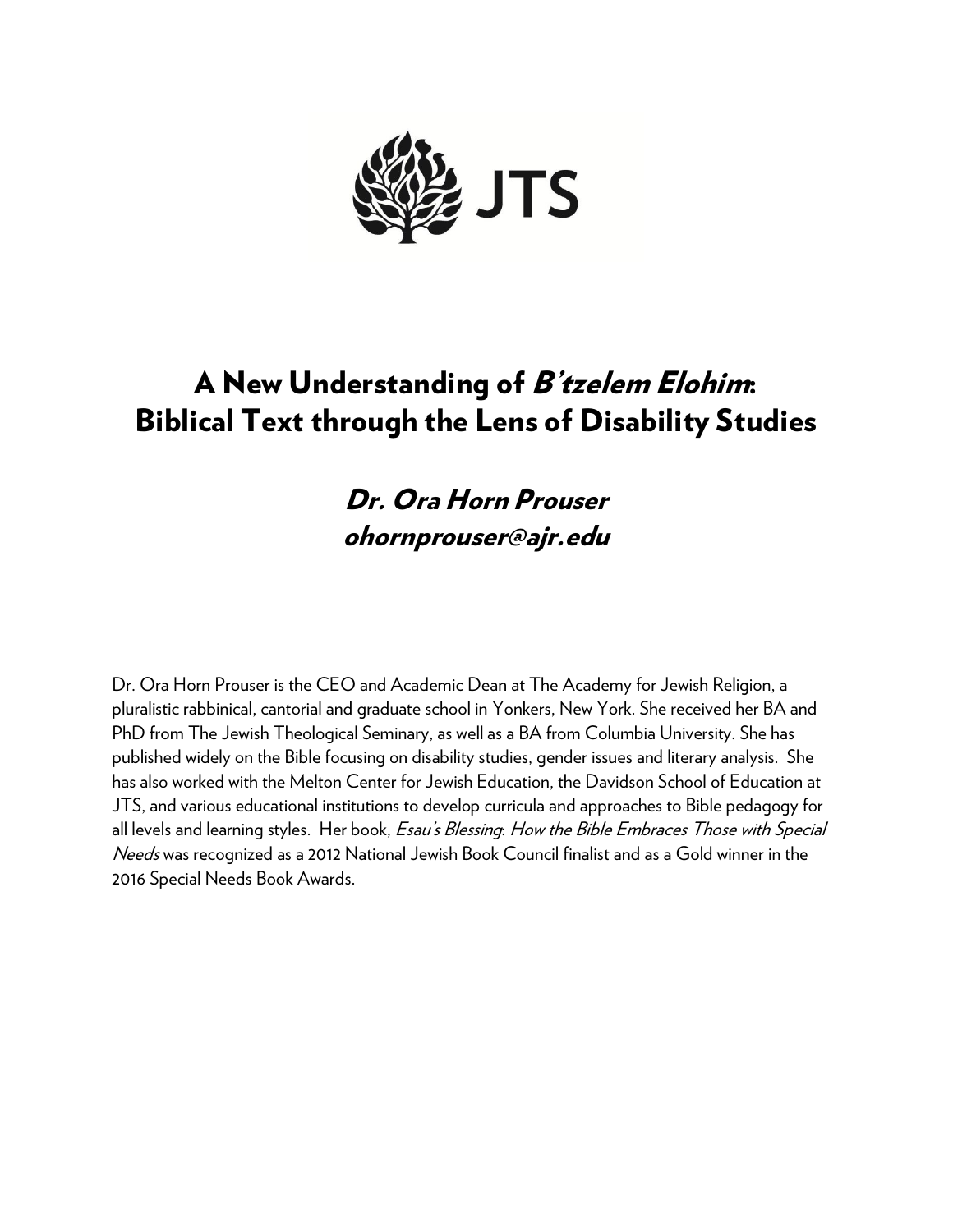JTS

# A New Understanding of *B'tzelem Elohim*: Biblical Text through the Lens of Disability Studies

## *Dr. Ora Horn Prouser*
## *ohornprouser@ajr.edu*

Dr. Ora Horn Prouser is the CEO and Academic Dean at The Academy for Jewish Religion, a pluralistic rabbinical, cantorial and graduate school in Yonkers, New York. She received her BA and PhD from The Jewish Theological Seminary, as well as a BA from Columbia University. She has published widely on the Bible focusing on disability studies, gender issues and literary analysis. She has also worked with the Melton Center for Jewish Education, the Davidson School of Education at JTS, and various educational institutions to develop curricula and approaches to Bible pedagogy for all levels and learning styles. Her book, *Esau's Blessing: How the Bible Embraces Those with Special Needs* was recognized as a 2012 National Jewish Book Council finalist and as a Gold winner in the 2016 Special Needs Book Awards.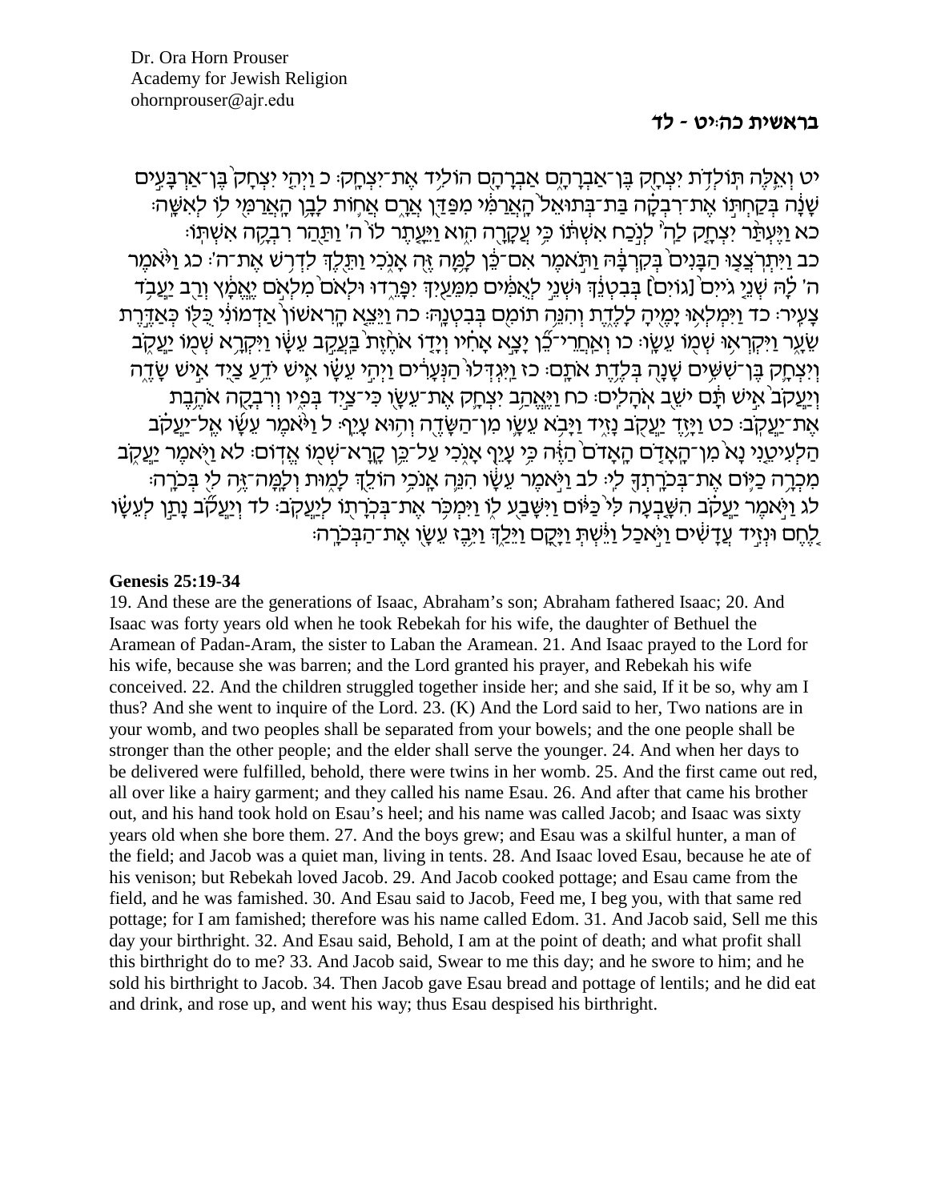Dr. Ora Horn Prouser
Academy for Jewish Religion
ohornprouser@ajr.edu

## בראשית כה:יט - לד

יט וְאֵ֛לֶּה תּוֹלְדֹ֥ת יִצְחָ֖ק בֶּן־אַבְרָהָ֑ם אַבְרָהָ֖ם הוֹלִ֥יד אֶת־יִצְחָֽק׃ כ וַיְהִ֤י יִצְחָק֙ בֶּן־אַרְבָּעִ֣ים שָׁנָ֔ה בְּקַחְתּ֣וֹ אֶת־רִבְקָ֗ה בַּת־בְּתוּאֵל֙ הָֽאֲרַמִּ֔י מִפַּדַּ֖ן אֲרָ֑ם אֲח֛וֹת לָבָ֥ן הָאֲרַמִּ֖י ל֥וֹ לְאִשָּֽׁה׃ כא וַיֶּעְתַּ֨ר יִצְחָ֤ק לַֽה'֙ לְנֹ֣כַח אִשְׁתּ֔וֹ כִּ֥י עֲקָרָ֖ה הִ֑וא וַיֵּעָ֤תֶר לוֹ֙ ה' וַתַּ֖הַר רִבְקָ֥ה אִשְׁתּֽוֹ׃ כב וַיִּתְרֹֽצֲצ֤וּ הַבָּנִים֙ בְּקִרְבָּ֔הּ וַתֹּ֣אמֶר אִם־כֵּ֔ן לָ֥מָּה זֶּ֖ה אָנֹ֑כִי וַתֵּ֖לֶךְ לִדְרֹ֥שׁ אֶת־ה'׃ כג וַיֹּאמֶר ה' לָ֗הּ שְׁנֵ֤י גיים [גוֹיִם֙] בְּבִטְנֵ֔ךְ וּשְׁנֵ֣י לְאֻמִּ֔ים מִמֵּעַ֖יִךְ יִפָּרֵ֑דוּ וּלְאֹם֙ מִלְאֹ֣ם יֶֽאֱמָ֔ץ וְרַ֖ב יַעֲבֹ֥ד צָעִֽיר׃ כד וַיִּמְלְא֥וּ יָמֶ֖יהָ לָלֶ֑דֶת וְהִנֵּ֥ה תוֹמִ֖ם בְּבִטְנָֽהּ׃ כה וַיֵּצֵ֤א הָרִאשׁוֹן֙ אַדְמוֹנִ֔י כֻּלּ֖וֹ כְּאַדֶּ֣רֶת שֵׂעָ֑ר וַיִּקְרְא֥וּ שְׁמ֖וֹ עֵשָֽׂו׃ כו וְאַֽחֲרֵי־כֵ֞ן יָצָ֣א אָחִ֗יו וְיָד֤וֹ אֹחֶ֙זֶת֙ בַּעֲקֵ֣ב עֵשָׂ֔ו וַיִּקְרָ֥א שְׁמ֖וֹ יַעֲקֹ֑ב וְיִצְחָ֛ק בֶּן־שִׁשִּׁ֥ים שָׁנָ֖ה בְּלֶ֥דֶת אֹתָֽם׃ כז וַֽיִּגְדְּלוּ֙ הַנְּעָרִ֔ים וַיְהִ֣י עֵשָׂ֗ו אִ֛ישׁ יֹדֵ֥עַ צַ֖יִד אִ֣ישׁ שָׂדֶ֑ה וְיַעֲקֹב֙ אִ֣ישׁ תָּ֔ם יֹשֵׁ֖ב אֹהָלִֽים׃ כח וַיֶּאֱהַ֥ב יִצְחָ֛ק אֶת־עֵשָׂ֖ו כִּי־צַ֣יִד בְּפִ֑יו וְרִבְקָ֖ה אֹהֶ֥בֶת אֶֽת־יַעֲקֹֽב׃ כט וַיָּ֥זֶד יַעֲקֹ֖ב נָזִ֑יד וַיָּבֹ֥א עֵשָׂ֛ו מִן־הַשָּׂדֶ֖ה וְה֥וּא עָיֵֽף׃ ל וַיֹּ֨אמֶר עֵשָׂ֜ו אֶֽל־יַעֲקֹ֗ב הַלְעִיטֵ֤נִי נָא֙ מִן־הָאָדֹ֤ם הָאָדֹם֙ הַזֶּ֔ה כִּ֥י עָיֵ֖ף אָנֹ֑כִי עַל־כֵּ֥ן קָרָֽא־שְׁמ֖וֹ אֱדֽוֹם׃ לא וַיֹּ֖אמֶר יַעֲקֹ֑ב מִכְרָ֥ה כַיּ֛וֹם אֶת־בְּכֹֽרָתְךָ֖ לִֽי׃ לב וַיֹּ֣אמֶר עֵשָׂ֔ו הִנֵּ֛ה אָנֹכִ֥י הוֹלֵ֖ךְ לָמ֑וּת וְלָמָּה־זֶּ֥ה לִ֖י בְּכֹרָֽה׃ לג וַיֹּ֣אמֶר יַעֲקֹ֗ב הִשָּׁ֤בְעָה לִּי֙ כַּיּ֔וֹם וַיִּשָּׁבַ֖ע ל֑וֹ וַיִּמְכֹּ֥ר אֶת־בְּכֹרָת֖וֹ לְיַעֲקֹֽב׃ לד וְיַעֲקֹ֞ב נָתַ֣ן לְעֵשָׂ֗ו לֶ֚חֶם וּנְזִ֣יד עֲדָשִׁ֔ים וַיֹּ֣אכַל וַיֵּ֔שְׁתְּ וַיָּ֖קָם וַיֵּלַ֑ךְ וַיִּ֥בֶז עֵשָׂ֖ו אֶת־הַבְּכֹרָֽה׃

**Genesis 25:19-34**

19. And these are the generations of Isaac, Abraham's son; Abraham fathered Isaac; 20. And Isaac was forty years old when he took Rebekah for his wife, the daughter of Bethuel the Aramean of Padan-Aram, the sister to Laban the Aramean. 21. And Isaac prayed to the Lord for his wife, because she was barren; and the Lord granted his prayer, and Rebekah his wife conceived. 22. And the children struggled together inside her; and she said, If it be so, why am I thus? And she went to inquire of the Lord. 23. (K) And the Lord said to her, Two nations are in your womb, and two peoples shall be separated from your bowels; and the one people shall be stronger than the other people; and the elder shall serve the younger. 24. And when her days to be delivered were fulfilled, behold, there were twins in her womb. 25. And the first came out red, all over like a hairy garment; and they called his name Esau. 26. And after that came his brother out, and his hand took hold on Esau's heel; and his name was called Jacob; and Isaac was sixty years old when she bore them. 27. And the boys grew; and Esau was a skilful hunter, a man of the field; and Jacob was a quiet man, living in tents. 28. And Isaac loved Esau, because he ate of his venison; but Rebekah loved Jacob. 29. And Jacob cooked pottage; and Esau came from the field, and he was famished. 30. And Esau said to Jacob, Feed me, I beg you, with that same red pottage; for I am famished; therefore was his name called Edom. 31. And Jacob said, Sell me this day your birthright. 32. And Esau said, Behold, I am at the point of death; and what profit shall this birthright do to me? 33. And Jacob said, Swear to me this day; and he swore to him; and he sold his birthright to Jacob. 34. Then Jacob gave Esau bread and pottage of lentils; and he did eat and drink, and rose up, and went his way; thus Esau despised his birthright.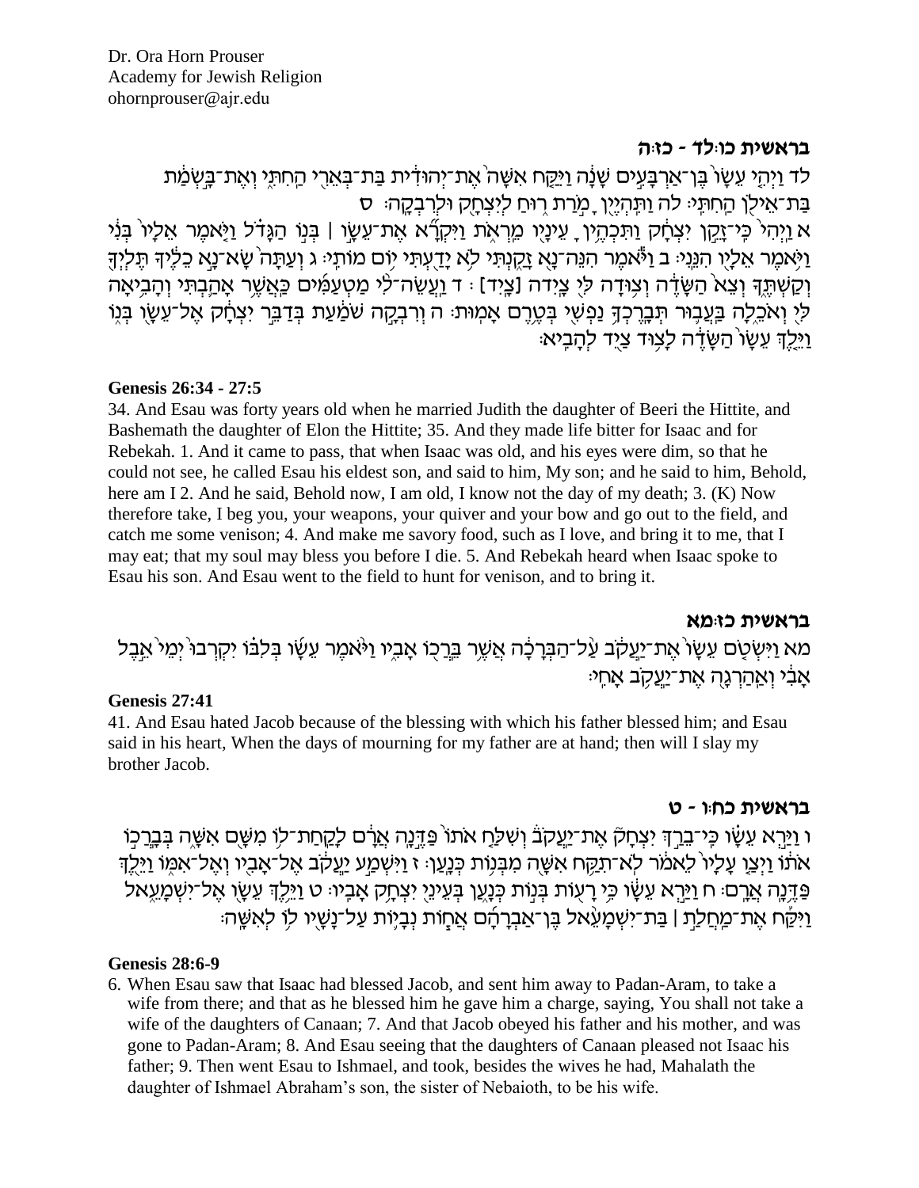Dr. Ora Horn Prouser
Academy for Jewish Religion
ohornprouser@ajr.edu

## בראשית כו:לד - כז:ה

לד וַיְהִ֤י עֵשָׂו֙ בֶּן־אַרְבָּעִ֣ים שָׁנָ֔ה וַיִּקַּ֤ח אִשָּׁה֙ אֶת־יְהוּדִ֔ית בַּת־בְּאֵרִ֖י הַחִתִּ֑י וְאֶת־בָּ֣שְׂמַ֔ת בַּת־אֵילֹ֖ן הַחִתִּֽי׃ לה וַתִּהְיֶ֖יןָ מֹ֣רַת ר֑וּחַ לְיִצְחָ֖ק וּלְרִבְקָֽה׃ ס
א וַיְהִי֙ כִּֽי־זָקֵ֣ן יִצְחָ֔ק וַתִּכְהֶ֥יןָ עֵינָ֖יו מֵרְאֹ֑ת וַיִּקְרָ֞א אֶת־עֵשָׂ֣ו ׀ בְּנ֣וֹ הַגָּדֹ֗ל וַיֹּ֤אמֶר אֵלָיו֙ בְּנִ֔י וַיֹּ֥אמֶר אֵלָ֖יו הִנֵּֽנִי׃ ב וַיֹּ֕אמֶר הִנֵּה־נָ֖א זָקַ֑נְתִּי לֹ֥א יָדַ֖עְתִּי י֥וֹם מוֹתִֽי׃ ג וְעַתָּה֙ שָׂא־נָ֣א כֵלֶ֔יךָ תֶּלְיְךָ֖ וְקַשְׁתֶּ֑ךָ וְצֵא֙ הַשָּׂדֶ֔ה וְצ֥וּדָה לִּ֖י צָֽידָה [צָֽיִד]׃ ד וַעֲשֵׂה־לִ֨י מַטְעַמִּ֜ים כַּאֲשֶׁ֥ר אָהַ֛בְתִּי וְהָבִ֥יאָה לִּ֖י וְאֹכֵ֑לָה בַּעֲב֛וּר תְּבָרֶכְךָ֥ נַפְשִׁ֖י בְּטֶ֥רֶם אָמֽוּת׃ ה וְרִבְקָ֣ה שֹׁמַ֔עַת בְּדַבֵּ֣ר יִצְחָ֔ק אֶל־עֵשָׂ֖ו בְּנ֑וֹ וַיֵּ֤לֶךְ עֵשָׂו֙ הַשָּׂדֶ֔ה לָצ֥וּד צַ֖יִד לְהָבִֽיא׃

**Genesis 26:34 - 27:5**

34. And Esau was forty years old when he married Judith the daughter of Beeri the Hittite, and Bashemath the daughter of Elon the Hittite; 35. And they made life bitter for Isaac and for Rebekah. 1. And it came to pass, that when Isaac was old, and his eyes were dim, so that he could not see, he called Esau his eldest son, and said to him, My son; and he said to him, Behold, here am I 2. And he said, Behold now, I am old, I know not the day of my death; 3. (K) Now therefore take, I beg you, your weapons, your quiver and your bow and go out to the field, and catch me some venison; 4. And make me savory food, such as I love, and bring it to me, that I may eat; that my soul may bless you before I die. 5. And Rebekah heard when Isaac spoke to Esau his son. And Esau went to the field to hunt for venison, and to bring it.

## בראשית כז:מא

מא וַיִּשְׂטֹ֤ם עֵשָׂו֙ אֶֽת־יַעֲקֹ֔ב עַל־הַ֨בְּרָכָ֔ה אֲשֶׁ֥ר בֵּרֲכ֖וֹ אָבִ֑יו וַיֹּ֨אמֶר עֵשָׂ֜ו בְּלִבּ֗וֹ יִקְרְבוּ֙ יְמֵי֙ אֵ֣בֶל אָבִ֔י וְאַהַרְגָ֖ה אֶת־יַעֲקֹ֥ב אָחִֽי׃

**Genesis 27:41**

41. And Esau hated Jacob because of the blessing with which his father blessed him; and Esau said in his heart, When the days of mourning for my father are at hand; then will I slay my brother Jacob.

## בראשית כח:ו - ט

ו וַיַּ֣רְא עֵשָׂ֗ו כִּֽי־בֵרַ֣ךְ יִצְחָק֮ אֶֽת־יַעֲקֹב֒ וְשִׁלַּ֤ח אֹתוֹ֙ פַּדֶּ֣נָֽה אֲרָ֔ם לָקַֽחַת־ל֥וֹ מִשָּׁ֖ם אִשָּׁ֑ה בְּבָרֲכ֣וֹ אֹת֔וֹ וַיְצַ֤ו עָלָיו֙ לֵאמֹ֔ר לֹֽא־תִקַּ֥ח אִשָּׁ֖ה מִבְּנ֥וֹת כְּנָֽעַן׃ ז וַיִּשְׁמַ֣ע יַעֲקֹ֔ב אֶל־אָבִ֖יו וְאֶל־אִמּ֑וֹ וַיֵּ֖לֶךְ פַּדֶּ֥נָֽה אֲרָֽם׃ ח וַיַּ֣רְא עֵשָׂ֔ו כִּ֥י רָע֖וֹת בְּנ֣וֹת כְּנָ֑עַן בְּעֵינֵ֖י יִצְחָ֥ק אָבִֽיו׃ ט וַיֵּ֥לֶךְ עֵשָׂ֖ו אֶל־יִשְׁמָעֵ֑אל וַיִּקַּ֡ח אֶֽת־מָחֲלַ֣ת ׀ בַּת־יִשְׁמָעֵ֨אל בֶּן־אַבְרָהָ֜ם אֲח֧וֹת נְבָי֛וֹת עַל־נָשָׁ֖יו ל֥וֹ לְאִשָּֽׁה׃

**Genesis 28:6-9**

6. When Esau saw that Isaac had blessed Jacob, and sent him away to Padan-Aram, to take a wife from there; and that as he blessed him he gave him a charge, saying, You shall not take a wife of the daughters of Canaan; 7. And that Jacob obeyed his father and his mother, and was gone to Padan-Aram; 8. And Esau seeing that the daughters of Canaan pleased not Isaac his father; 9. Then went Esau to Ishmael, and took, besides the wives he had, Mahalath the daughter of Ishmael Abraham's son, the sister of Nebaioth, to be his wife.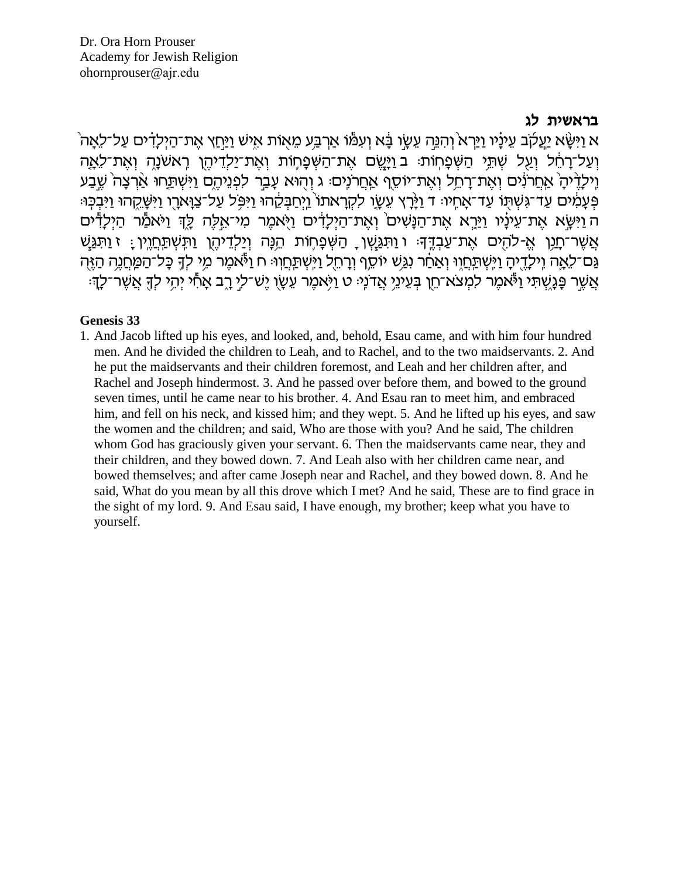Dr. Ora Horn Prouser
Academy for Jewish Religion
ohornprouser@ajr.edu

## בראשית לג

א וַיִּשָּׂא יַעֲקֹב עֵינָיו וַיַּרְא וְהִנֵּה עֵשָׂו בָּא וְעִמּוֹ אַרְבַּע מֵאוֹת אִישׁ וַיַּחַץ אֶת־הַיְלָדִים עַל־לֵאָה וְעַל־רָחֵל וְעַל שְׁתֵּי הַשְּׁפָחוֹת׃ ב וַיָּשֶׂם אֶת־הַשְּׁפָחוֹת וְאֶת־יַלְדֵיהֶן רִאשֹׁנָה וְאֶת־לֵאָה וִילָדֶיהָ אַחֲרֹנִים וְאֶת־רָחֵל וְאֶת־יוֹסֵף אַחֲרֹנִים׃ ג וְהוּא עָבַר לִפְנֵיהֶם וַיִּשְׁתַּחוּ אַרְצָה שֶׁבַע פְּעָמִים עַד־גִּשְׁתּוֹ עַד־אָחִיו׃ ד וַיָּרָץ עֵשָׂו לִקְרָאתוֹ וַיְחַבְּקֵהוּ וַיִּפֹּל עַל־צַוָּארָו וַיִּשָּׁקֵהוּ וַיִּבְכּוּ׃ ה וַיִּשָּׂא אֶת־עֵינָיו וַיַּרְא אֶת־הַנָּשִׁים וְאֶת־הַיְלָדִים וַיֹּאמֶר מִי־אֵלֶּה לָּךְ וַיֹּאמַר הַיְלָדִים אֲשֶׁר־חָנַן אֱ-לֹהִים אֶת־עַבְדֶּךָ׃ ו וַתִּגַּשְׁןָ הַשְּׁפָחוֹת הֵנָּה וְיַלְדֵיהֶן וַתִּשְׁתַּחֲוֶיןָ׃ ז וַתִּגַּשׁ גַּם־לֵאָה וִילָדֶיהָ וַיִּשְׁתַּחֲווּ וְאַחַר נִגַּשׁ יוֹסֵף וְרָחֵל וַיִּשְׁתַּחֲווּ׃ ח וַיֹּאמֶר מִי לְךָ כָּל־הַמַּחֲנֶה הַזֶּה אֲשֶׁר פָּגָשְׁתִּי וַיֹּאמֶר לִמְצֹא־חֵן בְּעֵינֵי אֲדֹנִי׃ ט וַיֹּאמֶר עֵשָׂו יֶשׁ־לִי רָב אָחִי יְהִי לְךָ אֲשֶׁר־לָךְ׃

**Genesis 33**

1. And Jacob lifted up his eyes, and looked, and, behold, Esau came, and with him four hundred men. And he divided the children to Leah, and to Rachel, and to the two maidservants. 2. And he put the maidservants and their children foremost, and Leah and her children after, and Rachel and Joseph hindermost. 3. And he passed over before them, and bowed to the ground seven times, until he came near to his brother. 4. And Esau ran to meet him, and embraced him, and fell on his neck, and kissed him; and they wept. 5. And he lifted up his eyes, and saw the women and the children; and said, Who are those with you? And he said, The children whom God has graciously given your servant. 6. Then the maidservants came near, they and their children, and they bowed down. 7. And Leah also with her children came near, and bowed themselves; and after came Joseph near and Rachel, and they bowed down. 8. And he said, What do you mean by all this drove which I met? And he said, These are to find grace in the sight of my lord. 9. And Esau said, I have enough, my brother; keep what you have to yourself.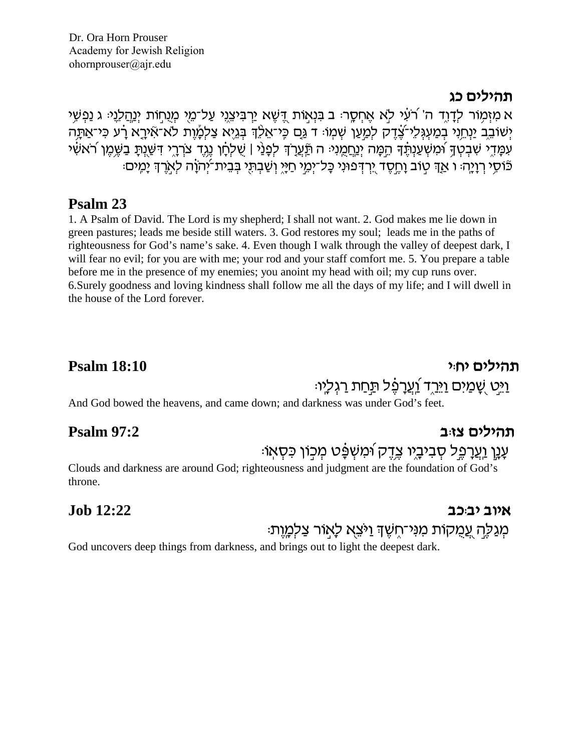Dr. Ora Horn Prouser
Academy for Jewish Religion
ohornprouser@ajr.edu

## תהילים כג

א מִזְמ֥וֹר לְדָוִ֑ד ה' רֹ֝עִ֗י לֹ֣א אֶחְסָֽר׃ ב בִּנְא֣וֹת דֶּ֭שֶׁא יַרְבִּיצֵ֑נִי עַל־מֵ֖י מְנֻח֣וֹת יְנַהֲלֵֽנִי׃ ג נַפְשִׁ֥י יְשׁוֹבֵ֑ב יַנְחֵ֥נִי בְמַעְגְּלֵי־צֶ֝֗דֶק לְמַ֣עַן שְׁמֽוֹ׃ ד גַּ֤ם כִּֽי־אֵלֵ֨ךְ בְּגֵ֪יא צַלְמָ֡וֶת לֹא־אִ֘ירָ֤א רָ֗ע כִּי־אַתָּ֥ה עִמָּדִ֑י שִׁבְטְךָ֥ וּ֝מִשְׁעַנְתֶּ֗ךָ הֵ֣מָּה יְנַֽחֲמֻֽנִי׃ ה תַּעֲרֹ֬ךְ לְפָנַ֨י ׀ שֻׁלְחָ֗ן נֶ֥גֶד צֹרְרָ֑י דִּשַּׁ֖נְתָּ בַשֶּׁ֥מֶן רֹ֝אשִׁ֗י כּוֹסִ֥י רְוָיָֽה׃ ו אַ֤ךְ ׀ ט֤וֹב וָחֶ֣סֶד יִ֭רְדְּפוּנִי כָּל־יְמֵ֣י חַיָּ֑י וְשַׁבְתִּ֥י בְּבֵית־יְ֝הוָ֗ה לְאֹ֣רֶךְ יָמִֽים׃

## Psalm 23

1. A Psalm of David. The Lord is my shepherd; I shall not want. 2. God makes me lie down in green pastures; leads me beside still waters. 3. God restores my soul; leads me in the paths of righteousness for God's name's sake. 4. Even though I walk through the valley of deepest dark, I will fear no evil; for you are with me; your rod and your staff comfort me. 5. You prepare a table before me in the presence of my enemies; you anoint my head with oil; my cup runs over. 6.Surely goodness and loving kindness shall follow me all the days of my life; and I will dwell in the house of the Lord forever.

## Psalm 18:10 — תהילים יח:י

וַיֵּ֣ט שָׁ֭מַיִם וַיֵּרַ֑ד וַ֝עֲרָפֶ֗ל תַּ֣חַת רַגְלָֽיו׃

And God bowed the heavens, and came down; and darkness was under God's feet.

## Psalm 97:2 — תהילים צז:ב

עָנָ֣ן וַעֲרָפֶ֣ל סְבִיבָ֑יו צֶ֥דֶק וּ֝מִשְׁפָּ֗ט מְכ֣וֹן כִּסְאֽוֹ׃

Clouds and darkness are around God; righteousness and judgment are the foundation of God's throne.

## Job 12:22 — איוב יב:כב

מְגַלֶּ֣ה עֲ֭מֻקוֹת מִנִּי־חֹ֑שֶׁךְ וַיֹּצֵ֖א לָא֣וֹר צַלְמָֽוֶת׃

God uncovers deep things from darkness, and brings out to light the deepest dark.